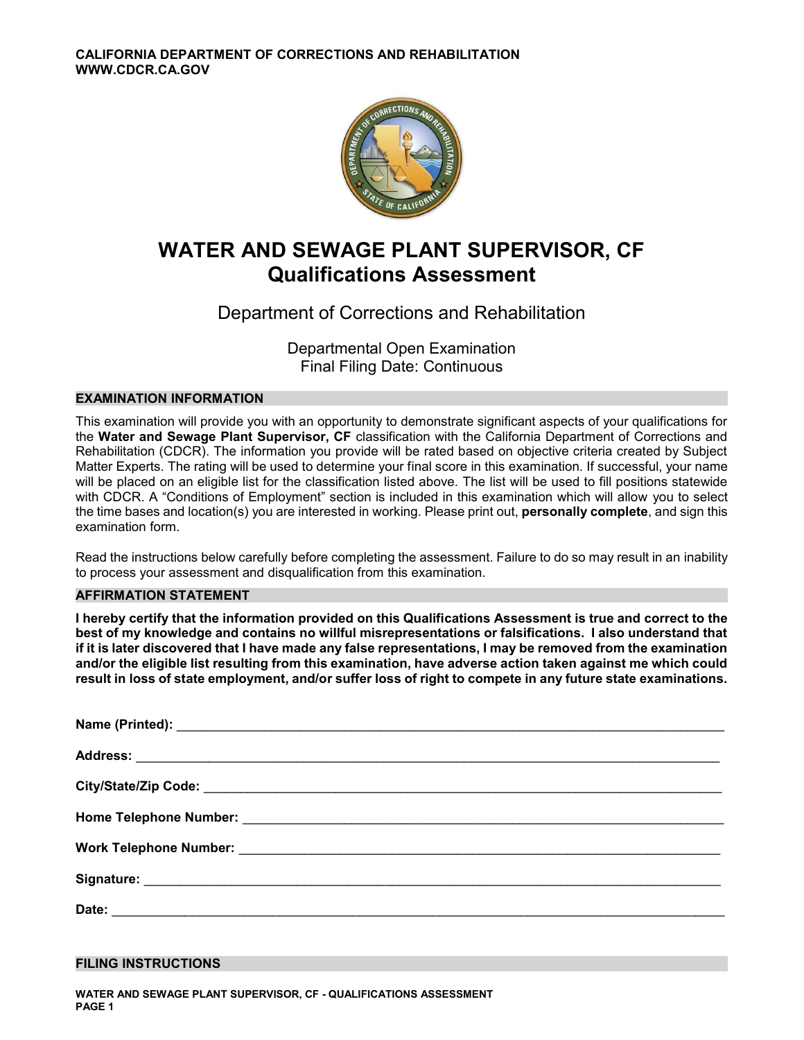CALIFORNIA DEPARTMENT OF CORRECTIONS AND REHABILITATION
WWW.CDCR.CA.GOV

# WATER AND SEWAGE PLANT SUPERVISOR, CF
## Qualifications Assessment

Department of Corrections and Rehabilitation

Departmental Open Examination
Final Filing Date: Continuous

### EXAMINATION INFORMATION

This examination will provide you with an opportunity to demonstrate significant aspects of your qualifications for the **Water and Sewage Plant Supervisor, CF** classification with the California Department of Corrections and Rehabilitation (CDCR). The information you provide will be rated based on objective criteria created by Subject Matter Experts. The rating will be used to determine your final score in this examination. If successful, your name will be placed on an eligible list for the classification listed above. The list will be used to fill positions statewide with CDCR. A "Conditions of Employment" section is included in this examination which will allow you to select the time bases and location(s) you are interested in working. Please print out, **personally complete**, and sign this examination form.

Read the instructions below carefully before completing the assessment. Failure to do so may result in an inability to process your assessment and disqualification from this examination.

### AFFIRMATION STATEMENT

**I hereby certify that the information provided on this Qualifications Assessment is true and correct to the best of my knowledge and contains no willful misrepresentations or falsifications. I also understand that if it is later discovered that I have made any false representations, I may be removed from the examination and/or the eligible list resulting from this examination, have adverse action taken against me which could result in loss of state employment, and/or suffer loss of right to compete in any future state examinations.**

**Name (Printed):** ______________________________________________

**Address:** ______________________________________________

**City/State/Zip Code:** ______________________________________________

**Home Telephone Number:** ______________________________________________

**Work Telephone Number:** ______________________________________________

**Signature:** ______________________________________________

**Date:** ______________________________________________

### FILING INSTRUCTIONS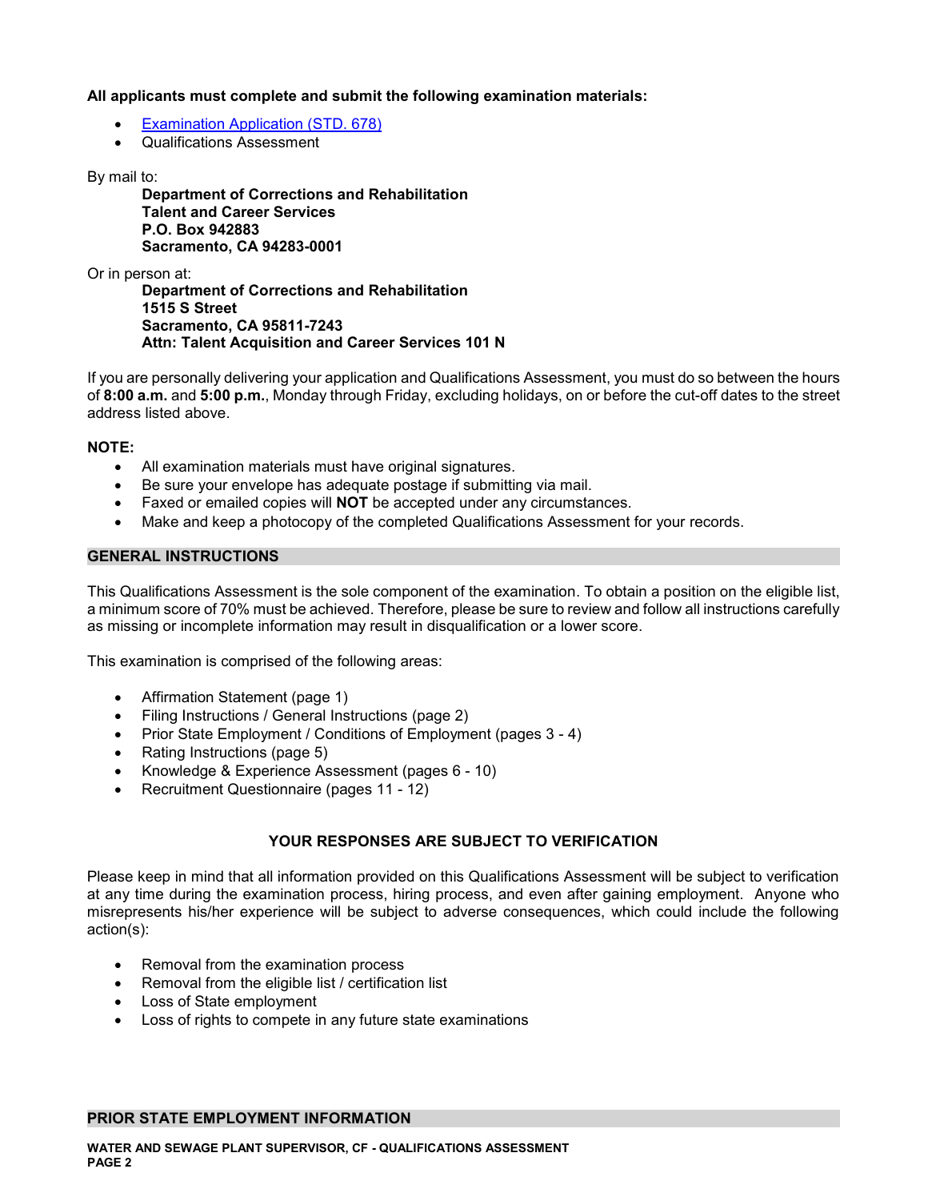**All applicants must complete and submit the following examination materials:**

- [Examination Application (STD. 678)]
- Qualifications Assessment

By mail to:

> **Department of Corrections and Rehabilitation**
> **Talent and Career Services**
> **P.O. Box 942883**
> **Sacramento, CA 94283-0001**

Or in person at:

> **Department of Corrections and Rehabilitation**
> **1515 S Street**
> **Sacramento, CA 95811-7243**
> **Attn: Talent Acquisition and Career Services 101 N**

If you are personally delivering your application and Qualifications Assessment, you must do so between the hours of **8:00 a.m.** and **5:00 p.m.**, Monday through Friday, excluding holidays, on or before the cut-off dates to the street address listed above.

**NOTE:**

- All examination materials must have original signatures.
- Be sure your envelope has adequate postage if submitting via mail.
- Faxed or emailed copies will **NOT** be accepted under any circumstances.
- Make and keep a photocopy of the completed Qualifications Assessment for your records.

## GENERAL INSTRUCTIONS

This Qualifications Assessment is the sole component of the examination. To obtain a position on the eligible list, a minimum score of 70% must be achieved. Therefore, please be sure to review and follow all instructions carefully as missing or incomplete information may result in disqualification or a lower score.

This examination is comprised of the following areas:

- Affirmation Statement (page 1)
- Filing Instructions / General Instructions (page 2)
- Prior State Employment / Conditions of Employment (pages 3 - 4)
- Rating Instructions (page 5)
- Knowledge & Experience Assessment (pages 6 - 10)
- Recruitment Questionnaire (pages 11 - 12)

**YOUR RESPONSES ARE SUBJECT TO VERIFICATION**

Please keep in mind that all information provided on this Qualifications Assessment will be subject to verification at any time during the examination process, hiring process, and even after gaining employment. Anyone who misrepresents his/her experience will be subject to adverse consequences, which could include the following action(s):

- Removal from the examination process
- Removal from the eligible list / certification list
- Loss of State employment
- Loss of rights to compete in any future state examinations

## PRIOR STATE EMPLOYMENT INFORMATION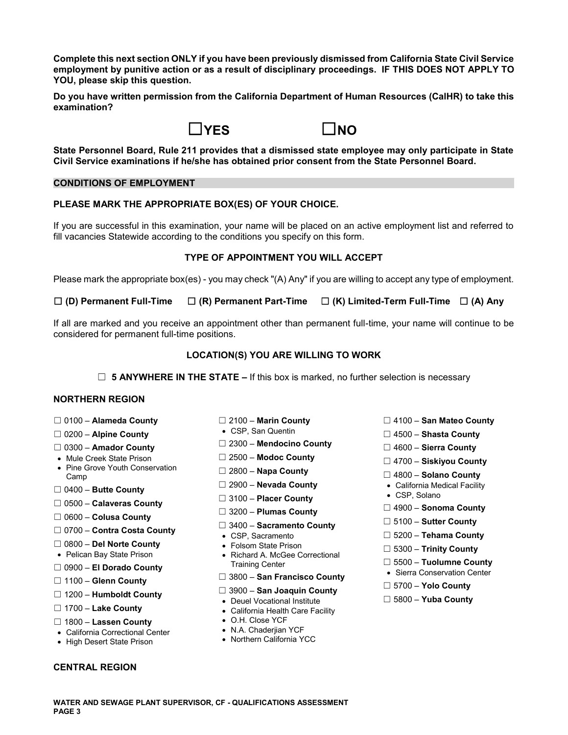**Complete this next section ONLY if you have been previously dismissed from California State Civil Service employment by punitive action or as a result of disciplinary proceedings. IF THIS DOES NOT APPLY TO YOU, please skip this question.**

**Do you have written permission from the California Department of Human Resources (CalHR) to take this examination?**

☐**YES** ☐**NO**

**State Personnel Board, Rule 211 provides that a dismissed state employee may only participate in State Civil Service examinations if he/she has obtained prior consent from the State Personnel Board.**

## CONDITIONS OF EMPLOYMENT

**PLEASE MARK THE APPROPRIATE BOX(ES) OF YOUR CHOICE.**

If you are successful in this examination, your name will be placed on an active employment list and referred to fill vacancies Statewide according to the conditions you specify on this form.

### TYPE OF APPOINTMENT YOU WILL ACCEPT

Please mark the appropriate box(es) - you may check "(A) Any" if you are willing to accept any type of employment.

☐ **(D) Permanent Full-Time** ☐ **(R) Permanent Part-Time** ☐ **(K) Limited-Term Full-Time** ☐ **(A) Any**

If all are marked and you receive an appointment other than permanent full-time, your name will continue to be considered for permanent full-time positions.

### LOCATION(S) YOU ARE WILLING TO WORK

☐ **5 ANYWHERE IN THE STATE –** If this box is marked, no further selection is necessary

**NORTHERN REGION**

- ☐ 0100 – **Alameda County**
- ☐ 0200 – **Alpine County**
- ☐ 0300 – **Amador County**
  - Mule Creek State Prison
  - Pine Grove Youth Conservation Camp
- ☐ 0400 – **Butte County**
- ☐ 0500 – **Calaveras County**
- ☐ 0600 – **Colusa County**
- ☐ 0700 – **Contra Costa County**
- ☐ 0800 – **Del Norte County**
  - Pelican Bay State Prison
- ☐ 0900 – **El Dorado County**
- ☐ 1100 – **Glenn County**
- ☐ 1200 – **Humboldt County**
- ☐ 1700 – **Lake County**
- ☐ 1800 – **Lassen County**
  - California Correctional Center
  - High Desert State Prison
- ☐ 2100 – **Marin County**
  - CSP, San Quentin
- ☐ 2300 – **Mendocino County**
- ☐ 2500 – **Modoc County**
- ☐ 2800 – **Napa County**
- ☐ 2900 – **Nevada County**
- ☐ 3100 – **Placer County**
- ☐ 3200 – **Plumas County**
- ☐ 3400 – **Sacramento County**
  - CSP, Sacramento
  - Folsom State Prison
  - Richard A. McGee Correctional Training Center
- ☐ 3800 – **San Francisco County**
- ☐ 3900 – **San Joaquin County**
  - Deuel Vocational Institute
  - California Health Care Facility
  - O.H. Close YCF
  - N.A. Chaderjian YCF
  - Northern California YCC
- ☐ 4100 – **San Mateo County**
- ☐ 4500 – **Shasta County**
- ☐ 4600 – **Sierra County**
- ☐ 4700 – **Siskiyou County**
- ☐ 4800 – **Solano County**
  - California Medical Facility
  - CSP, Solano
- ☐ 4900 – **Sonoma County**
- ☐ 5100 – **Sutter County**
- ☐ 5200 – **Tehama County**
- ☐ 5300 – **Trinity County**
- ☐ 5500 – **Tuolumne County**
  - Sierra Conservation Center
- ☐ 5700 – **Yolo County**
- ☐ 5800 – **Yuba County**

**CENTRAL REGION**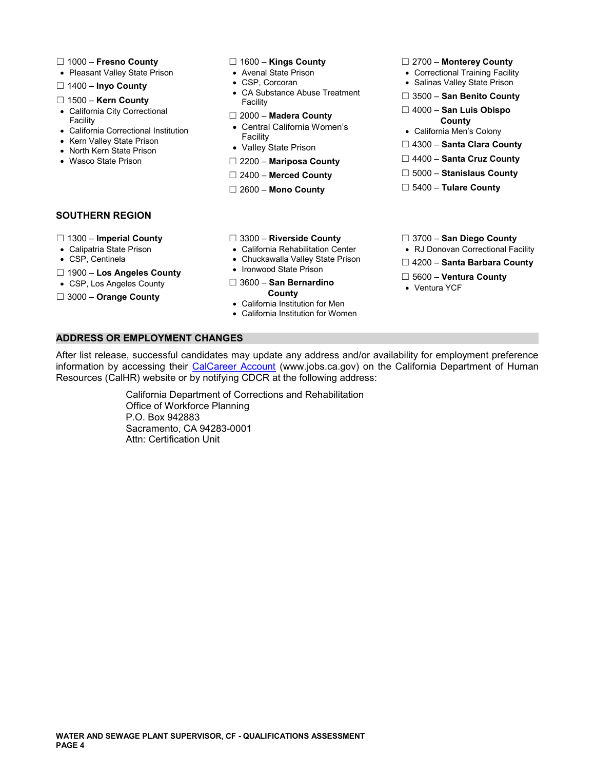☐ 1000 – **Fresno County**
- Pleasant Valley State Prison

☐ 1400 – **Inyo County**

☐ 1500 – **Kern County**
- California City Correctional Facility
- California Correctional Institution
- Kern Valley State Prison
- North Kern State Prison
- Wasco State Prison

☐ 1600 – **Kings County**
- Avenal State Prison
- CSP, Corcoran
- CA Substance Abuse Treatment Facility

☐ 2000 – **Madera County**
- Central California Women's Facility
- Valley State Prison

☐ 2200 – **Mariposa County**

☐ 2400 – **Merced County**

☐ 2600 – **Mono County**

☐ 2700 – **Monterey County**
- Correctional Training Facility
- Salinas Valley State Prison

☐ 3500 – **San Benito County**

☐ 4000 – **San Luis Obispo County**
- California Men's Colony

☐ 4300 – **Santa Clara County**

☐ 4400 – **Santa Cruz County**

☐ 5000 – **Stanislaus County**

☐ 5400 – **Tulare County**

**SOUTHERN REGION**

☐ 1300 – **Imperial County**
- Calipatria State Prison
- CSP, Centinela

☐ 1900 – **Los Angeles County**
- CSP, Los Angeles County

☐ 3000 – **Orange County**

☐ 3300 – **Riverside County**
- California Rehabilitation Center
- Chuckawalla Valley State Prison
- Ironwood State Prison

☐ 3600 – **San Bernardino County**
- California Institution for Men
- California Institution for Women

☐ 3700 – **San Diego County**
- RJ Donovan Correctional Facility

☐ 4200 – **Santa Barbara County**

☐ 5600 – **Ventura County**
- Ventura YCF

## ADDRESS OR EMPLOYMENT CHANGES

After list release, successful candidates may update any address and/or availability for employment preference information by accessing their CalCareer Account (www.jobs.ca.gov) on the California Department of Human Resources (CalHR) website or by notifying CDCR at the following address:

California Department of Corrections and Rehabilitation
Office of Workforce Planning
P.O. Box 942883
Sacramento, CA 94283-0001
Attn: Certification Unit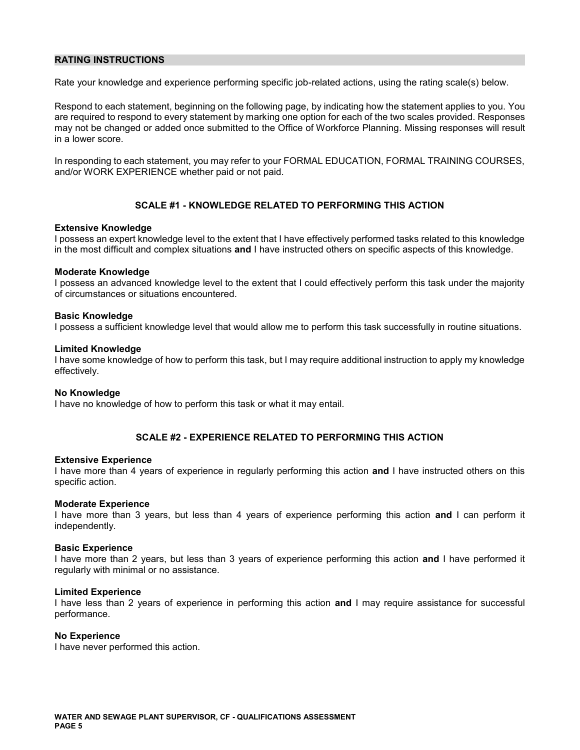## RATING INSTRUCTIONS

Rate your knowledge and experience performing specific job-related actions, using the rating scale(s) below.

Respond to each statement, beginning on the following page, by indicating how the statement applies to you. You are required to respond to every statement by marking one option for each of the two scales provided. Responses may not be changed or added once submitted to the Office of Workforce Planning. Missing responses will result in a lower score.

In responding to each statement, you may refer to your FORMAL EDUCATION, FORMAL TRAINING COURSES, and/or WORK EXPERIENCE whether paid or not paid.

### SCALE #1 - KNOWLEDGE RELATED TO PERFORMING THIS ACTION

**Extensive Knowledge**
I possess an expert knowledge level to the extent that I have effectively performed tasks related to this knowledge in the most difficult and complex situations **and** I have instructed others on specific aspects of this knowledge.

**Moderate Knowledge**
I possess an advanced knowledge level to the extent that I could effectively perform this task under the majority of circumstances or situations encountered.

**Basic Knowledge**
I possess a sufficient knowledge level that would allow me to perform this task successfully in routine situations.

**Limited Knowledge**
I have some knowledge of how to perform this task, but I may require additional instruction to apply my knowledge effectively.

**No Knowledge**
I have no knowledge of how to perform this task or what it may entail.

### SCALE #2 - EXPERIENCE RELATED TO PERFORMING THIS ACTION

**Extensive Experience**
I have more than 4 years of experience in regularly performing this action **and** I have instructed others on this specific action.

**Moderate Experience**
I have more than 3 years, but less than 4 years of experience performing this action **and** I can perform it independently.

**Basic Experience**
I have more than 2 years, but less than 3 years of experience performing this action **and** I have performed it regularly with minimal or no assistance.

**Limited Experience**
I have less than 2 years of experience in performing this action **and** I may require assistance for successful performance.

**No Experience**
I have never performed this action.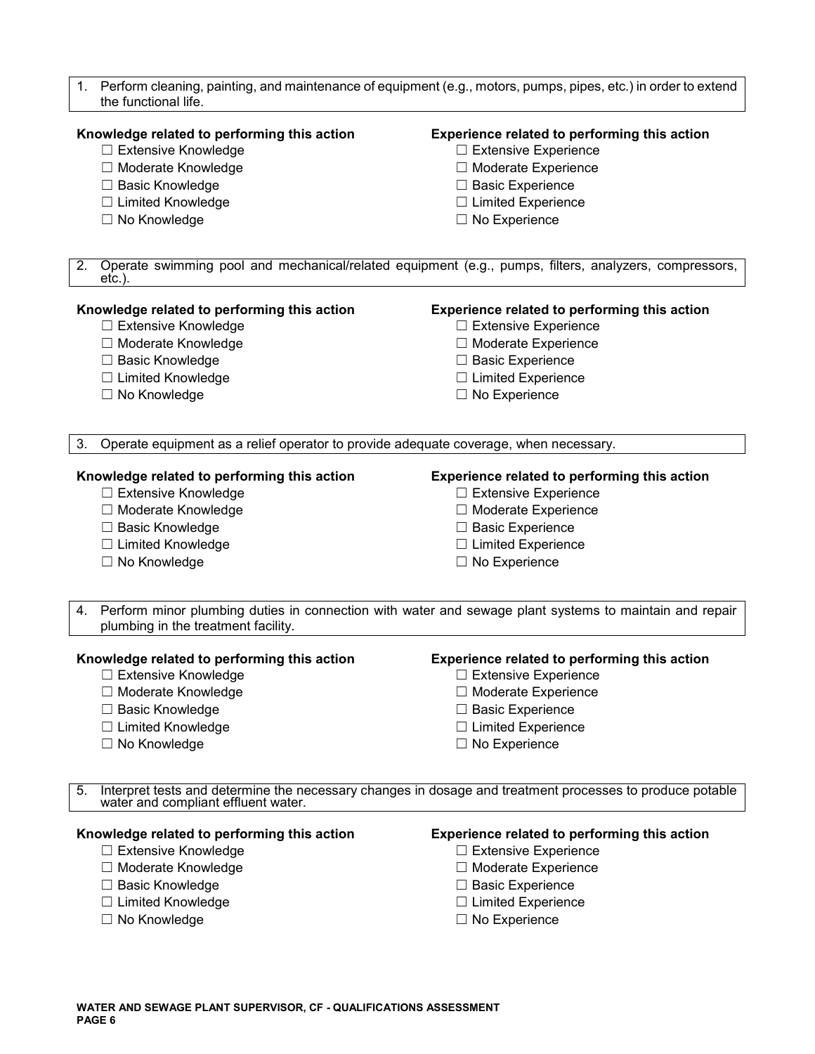1. Perform cleaning, painting, and maintenance of equipment (e.g., motors, pumps, pipes, etc.) in order to extend the functional life.

**Knowledge related to performing this action**
- ☐ Extensive Knowledge
- ☐ Moderate Knowledge
- ☐ Basic Knowledge
- ☐ Limited Knowledge
- ☐ No Knowledge

**Experience related to performing this action**
- ☐ Extensive Experience
- ☐ Moderate Experience
- ☐ Basic Experience
- ☐ Limited Experience
- ☐ No Experience

2. Operate swimming pool and mechanical/related equipment (e.g., pumps, filters, analyzers, compressors, etc.).

**Knowledge related to performing this action**
- ☐ Extensive Knowledge
- ☐ Moderate Knowledge
- ☐ Basic Knowledge
- ☐ Limited Knowledge
- ☐ No Knowledge

**Experience related to performing this action**
- ☐ Extensive Experience
- ☐ Moderate Experience
- ☐ Basic Experience
- ☐ Limited Experience
- ☐ No Experience

3. Operate equipment as a relief operator to provide adequate coverage, when necessary.

**Knowledge related to performing this action**
- ☐ Extensive Knowledge
- ☐ Moderate Knowledge
- ☐ Basic Knowledge
- ☐ Limited Knowledge
- ☐ No Knowledge

**Experience related to performing this action**
- ☐ Extensive Experience
- ☐ Moderate Experience
- ☐ Basic Experience
- ☐ Limited Experience
- ☐ No Experience

4. Perform minor plumbing duties in connection with water and sewage plant systems to maintain and repair plumbing in the treatment facility.

**Knowledge related to performing this action**
- ☐ Extensive Knowledge
- ☐ Moderate Knowledge
- ☐ Basic Knowledge
- ☐ Limited Knowledge
- ☐ No Knowledge

**Experience related to performing this action**
- ☐ Extensive Experience
- ☐ Moderate Experience
- ☐ Basic Experience
- ☐ Limited Experience
- ☐ No Experience

5. Interpret tests and determine the necessary changes in dosage and treatment processes to produce potable water and compliant effluent water.

**Knowledge related to performing this action**
- ☐ Extensive Knowledge
- ☐ Moderate Knowledge
- ☐ Basic Knowledge
- ☐ Limited Knowledge
- ☐ No Knowledge

**Experience related to performing this action**
- ☐ Extensive Experience
- ☐ Moderate Experience
- ☐ Basic Experience
- ☐ Limited Experience
- ☐ No Experience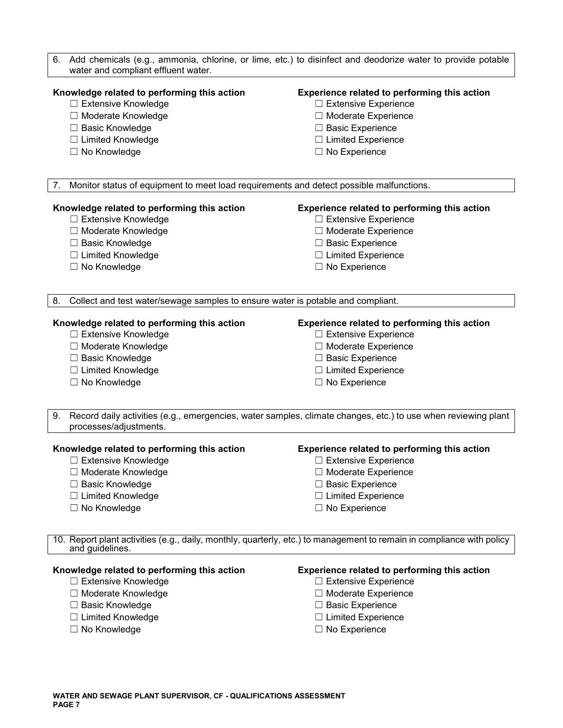6. Add chemicals (e.g., ammonia, chlorine, or lime, etc.) to disinfect and deodorize water to provide potable water and compliant effluent water.

**Knowledge related to performing this action**
- ☐ Extensive Knowledge
- ☐ Moderate Knowledge
- ☐ Basic Knowledge
- ☐ Limited Knowledge
- ☐ No Knowledge

**Experience related to performing this action**
- ☐ Extensive Experience
- ☐ Moderate Experience
- ☐ Basic Experience
- ☐ Limited Experience
- ☐ No Experience

7. Monitor status of equipment to meet load requirements and detect possible malfunctions.

**Knowledge related to performing this action**
- ☐ Extensive Knowledge
- ☐ Moderate Knowledge
- ☐ Basic Knowledge
- ☐ Limited Knowledge
- ☐ No Knowledge

**Experience related to performing this action**
- ☐ Extensive Experience
- ☐ Moderate Experience
- ☐ Basic Experience
- ☐ Limited Experience
- ☐ No Experience

8. Collect and test water/sewage samples to ensure water is potable and compliant.

**Knowledge related to performing this action**
- ☐ Extensive Knowledge
- ☐ Moderate Knowledge
- ☐ Basic Knowledge
- ☐ Limited Knowledge
- ☐ No Knowledge

**Experience related to performing this action**
- ☐ Extensive Experience
- ☐ Moderate Experience
- ☐ Basic Experience
- ☐ Limited Experience
- ☐ No Experience

9. Record daily activities (e.g., emergencies, water samples, climate changes, etc.) to use when reviewing plant processes/adjustments.

**Knowledge related to performing this action**
- ☐ Extensive Knowledge
- ☐ Moderate Knowledge
- ☐ Basic Knowledge
- ☐ Limited Knowledge
- ☐ No Knowledge

**Experience related to performing this action**
- ☐ Extensive Experience
- ☐ Moderate Experience
- ☐ Basic Experience
- ☐ Limited Experience
- ☐ No Experience

10. Report plant activities (e.g., daily, monthly, quarterly, etc.) to management to remain in compliance with policy and guidelines.

**Knowledge related to performing this action**
- ☐ Extensive Knowledge
- ☐ Moderate Knowledge
- ☐ Basic Knowledge
- ☐ Limited Knowledge
- ☐ No Knowledge

**Experience related to performing this action**
- ☐ Extensive Experience
- ☐ Moderate Experience
- ☐ Basic Experience
- ☐ Limited Experience
- ☐ No Experience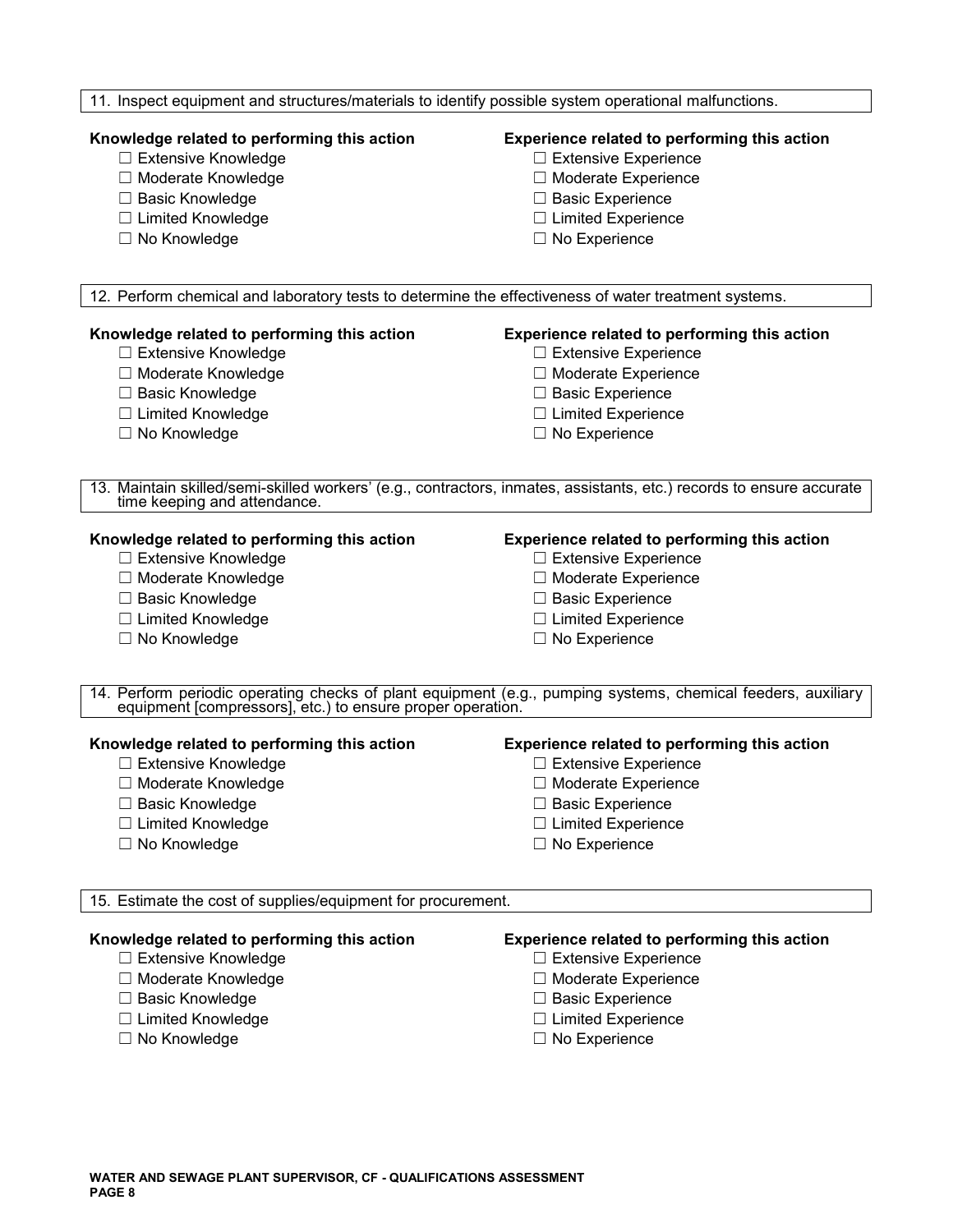11. Inspect equipment and structures/materials to identify possible system operational malfunctions.

**Knowledge related to performing this action**

- ☐ Extensive Knowledge
- ☐ Moderate Knowledge
- ☐ Basic Knowledge
- ☐ Limited Knowledge
- ☐ No Knowledge

**Experience related to performing this action**

- ☐ Extensive Experience
- ☐ Moderate Experience
- ☐ Basic Experience
- ☐ Limited Experience
- ☐ No Experience

12. Perform chemical and laboratory tests to determine the effectiveness of water treatment systems.

**Knowledge related to performing this action**

- ☐ Extensive Knowledge
- ☐ Moderate Knowledge
- ☐ Basic Knowledge
- ☐ Limited Knowledge
- ☐ No Knowledge

**Experience related to performing this action**

- ☐ Extensive Experience
- ☐ Moderate Experience
- ☐ Basic Experience
- ☐ Limited Experience
- ☐ No Experience

13. Maintain skilled/semi-skilled workers' (e.g., contractors, inmates, assistants, etc.) records to ensure accurate time keeping and attendance.

**Knowledge related to performing this action**

- ☐ Extensive Knowledge
- ☐ Moderate Knowledge
- ☐ Basic Knowledge
- ☐ Limited Knowledge
- ☐ No Knowledge

**Experience related to performing this action**

- ☐ Extensive Experience
- ☐ Moderate Experience
- ☐ Basic Experience
- ☐ Limited Experience
- ☐ No Experience

14. Perform periodic operating checks of plant equipment (e.g., pumping systems, chemical feeders, auxiliary equipment [compressors], etc.) to ensure proper operation.

**Knowledge related to performing this action**

- ☐ Extensive Knowledge
- ☐ Moderate Knowledge
- ☐ Basic Knowledge
- ☐ Limited Knowledge
- ☐ No Knowledge

**Experience related to performing this action**

- ☐ Extensive Experience
- ☐ Moderate Experience
- ☐ Basic Experience
- ☐ Limited Experience
- ☐ No Experience

15. Estimate the cost of supplies/equipment for procurement.

**Knowledge related to performing this action**

- ☐ Extensive Knowledge
- ☐ Moderate Knowledge
- ☐ Basic Knowledge
- ☐ Limited Knowledge
- ☐ No Knowledge

**Experience related to performing this action**

- ☐ Extensive Experience
- ☐ Moderate Experience
- ☐ Basic Experience
- ☐ Limited Experience
- ☐ No Experience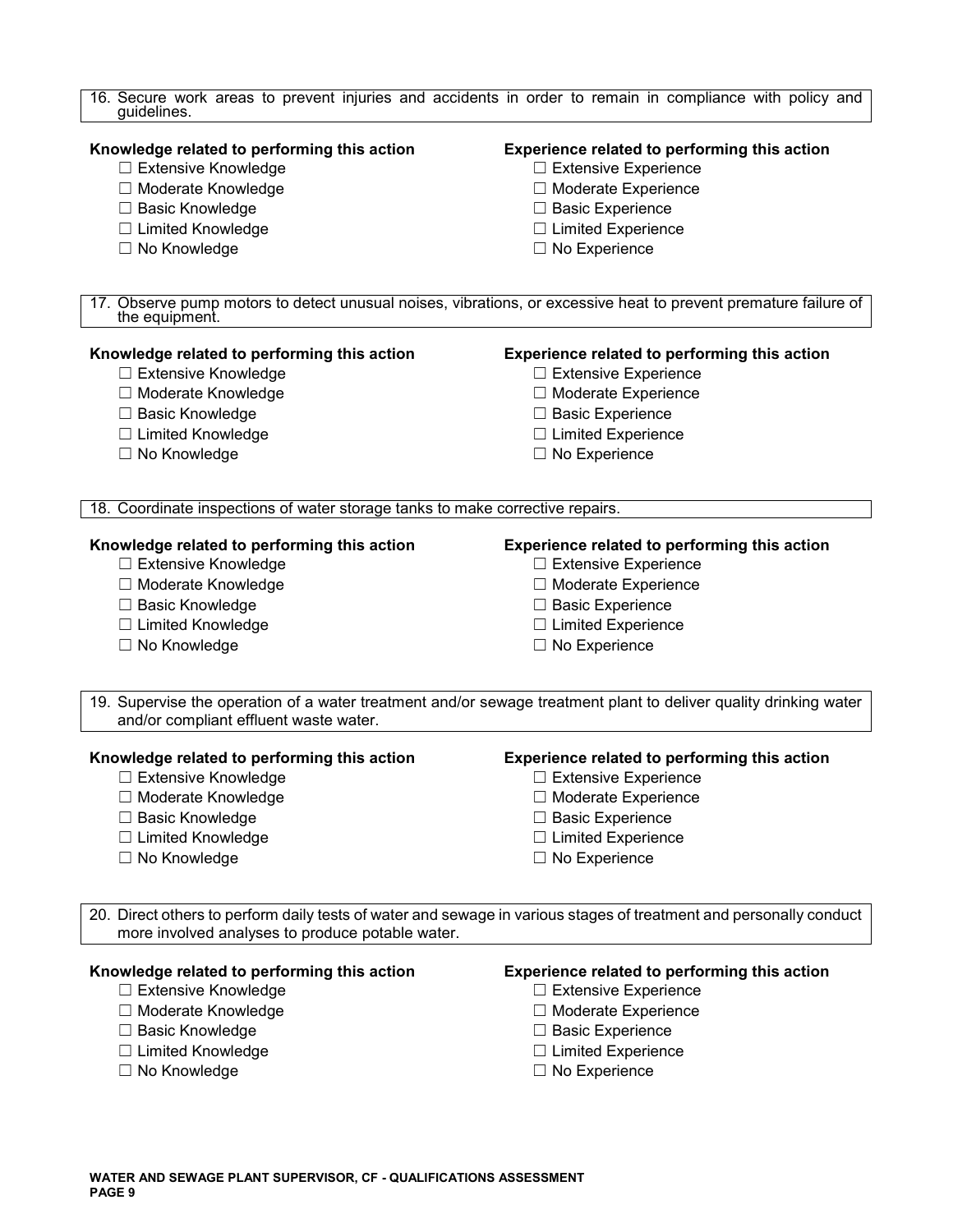16. Secure work areas to prevent injuries and accidents in order to remain in compliance with policy and guidelines.

**Knowledge related to performing this action**
- ☐ Extensive Knowledge
- ☐ Moderate Knowledge
- ☐ Basic Knowledge
- ☐ Limited Knowledge
- ☐ No Knowledge

**Experience related to performing this action**
- ☐ Extensive Experience
- ☐ Moderate Experience
- ☐ Basic Experience
- ☐ Limited Experience
- ☐ No Experience

17. Observe pump motors to detect unusual noises, vibrations, or excessive heat to prevent premature failure of the equipment.

**Knowledge related to performing this action**
- ☐ Extensive Knowledge
- ☐ Moderate Knowledge
- ☐ Basic Knowledge
- ☐ Limited Knowledge
- ☐ No Knowledge

**Experience related to performing this action**
- ☐ Extensive Experience
- ☐ Moderate Experience
- ☐ Basic Experience
- ☐ Limited Experience
- ☐ No Experience

18. Coordinate inspections of water storage tanks to make corrective repairs.

**Knowledge related to performing this action**
- ☐ Extensive Knowledge
- ☐ Moderate Knowledge
- ☐ Basic Knowledge
- ☐ Limited Knowledge
- ☐ No Knowledge

**Experience related to performing this action**
- ☐ Extensive Experience
- ☐ Moderate Experience
- ☐ Basic Experience
- ☐ Limited Experience
- ☐ No Experience

19. Supervise the operation of a water treatment and/or sewage treatment plant to deliver quality drinking water and/or compliant effluent waste water.

**Knowledge related to performing this action**
- ☐ Extensive Knowledge
- ☐ Moderate Knowledge
- ☐ Basic Knowledge
- ☐ Limited Knowledge
- ☐ No Knowledge

**Experience related to performing this action**
- ☐ Extensive Experience
- ☐ Moderate Experience
- ☐ Basic Experience
- ☐ Limited Experience
- ☐ No Experience

20. Direct others to perform daily tests of water and sewage in various stages of treatment and personally conduct more involved analyses to produce potable water.

**Knowledge related to performing this action**
- ☐ Extensive Knowledge
- ☐ Moderate Knowledge
- ☐ Basic Knowledge
- ☐ Limited Knowledge
- ☐ No Knowledge

**Experience related to performing this action**
- ☐ Extensive Experience
- ☐ Moderate Experience
- ☐ Basic Experience
- ☐ Limited Experience
- ☐ No Experience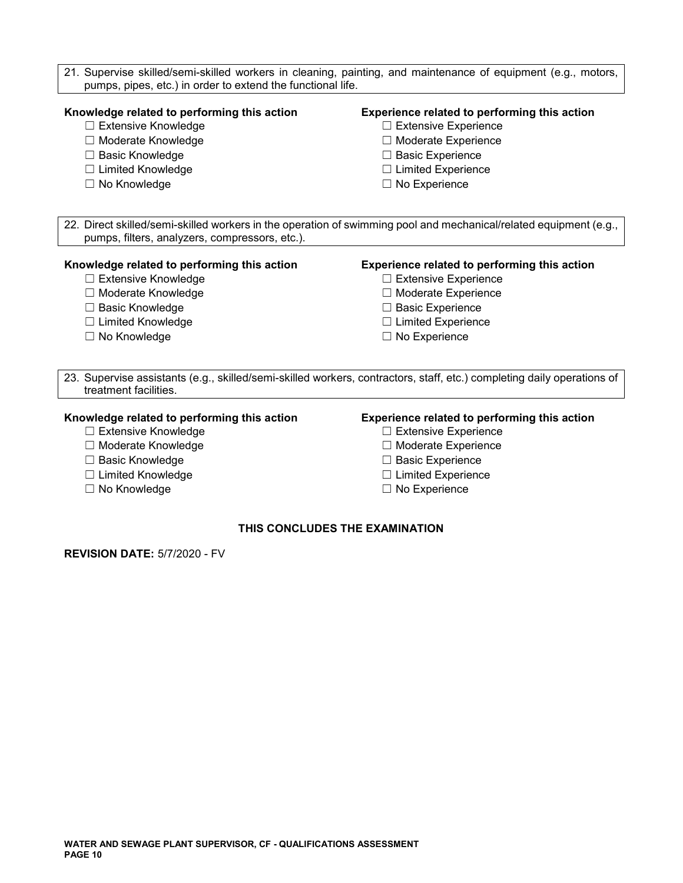21. Supervise skilled/semi-skilled workers in cleaning, painting, and maintenance of equipment (e.g., motors, pumps, pipes, etc.) in order to extend the functional life.

**Knowledge related to performing this action**

- ☐ Extensive Knowledge
- ☐ Moderate Knowledge
- ☐ Basic Knowledge
- ☐ Limited Knowledge
- ☐ No Knowledge

**Experience related to performing this action**

- ☐ Extensive Experience
- ☐ Moderate Experience
- ☐ Basic Experience
- ☐ Limited Experience
- ☐ No Experience

22. Direct skilled/semi-skilled workers in the operation of swimming pool and mechanical/related equipment (e.g., pumps, filters, analyzers, compressors, etc.).

**Knowledge related to performing this action**

- ☐ Extensive Knowledge
- ☐ Moderate Knowledge
- ☐ Basic Knowledge
- ☐ Limited Knowledge
- ☐ No Knowledge

**Experience related to performing this action**

- ☐ Extensive Experience
- ☐ Moderate Experience
- ☐ Basic Experience
- ☐ Limited Experience
- ☐ No Experience

23. Supervise assistants (e.g., skilled/semi-skilled workers, contractors, staff, etc.) completing daily operations of treatment facilities.

**Knowledge related to performing this action**

- ☐ Extensive Knowledge
- ☐ Moderate Knowledge
- ☐ Basic Knowledge
- ☐ Limited Knowledge
- ☐ No Knowledge

**Experience related to performing this action**

- ☐ Extensive Experience
- ☐ Moderate Experience
- ☐ Basic Experience
- ☐ Limited Experience
- ☐ No Experience

**THIS CONCLUDES THE EXAMINATION**

**REVISION DATE:** 5/7/2020 - FV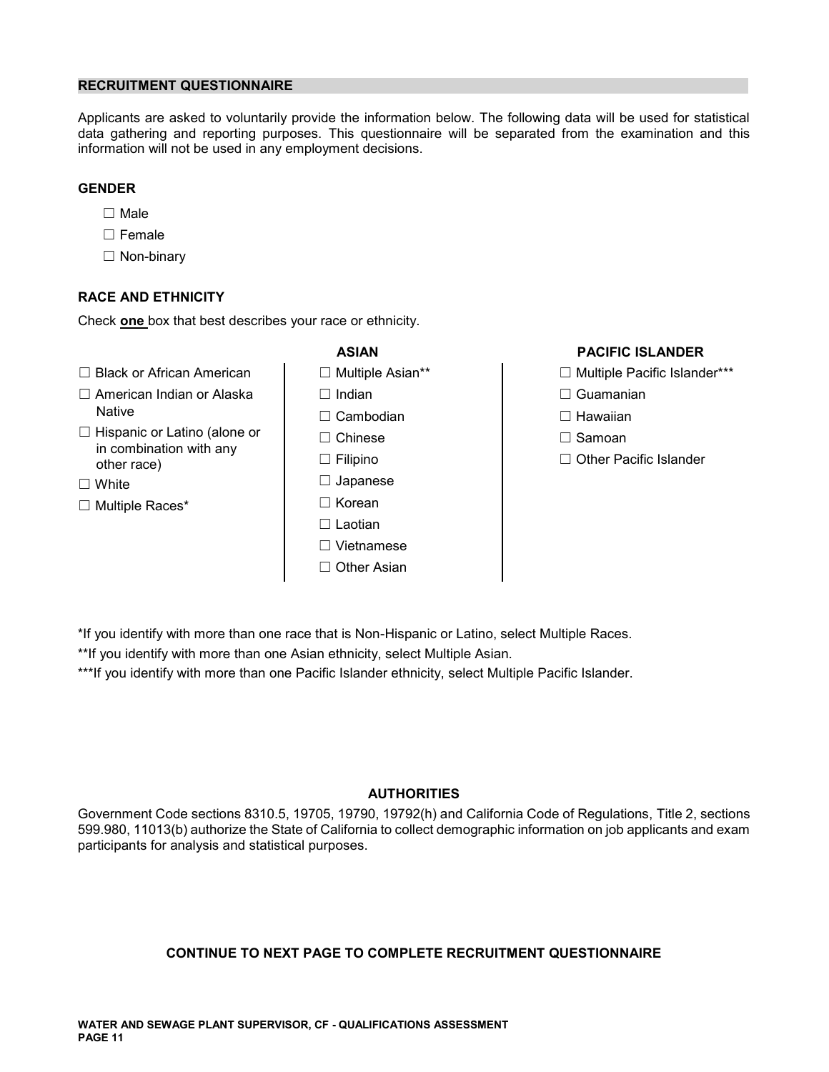## RECRUITMENT QUESTIONNAIRE

Applicants are asked to voluntarily provide the information below. The following data will be used for statistical data gathering and reporting purposes. This questionnaire will be separated from the examination and this information will not be used in any employment decisions.

### GENDER

- ☐ Male
- ☐ Female
- ☐ Non-binary

### RACE AND ETHNICITY

Check **one** box that best describes your race or ethnicity.

- ☐ Black or African American
- ☐ American Indian or Alaska Native
- ☐ Hispanic or Latino (alone or in combination with any other race)
- ☐ White
- ☐ Multiple Races*

**ASIAN**

- ☐ Multiple Asian**
- ☐ Indian
- ☐ Cambodian
- ☐ Chinese
- ☐ Filipino
- ☐ Japanese
- ☐ Korean
- ☐ Laotian
- ☐ Vietnamese
- ☐ Other Asian

**PACIFIC ISLANDER**

- ☐ Multiple Pacific Islander***
- ☐ Guamanian
- ☐ Hawaiian
- ☐ Samoan
- ☐ Other Pacific Islander

*If you identify with more than one race that is Non-Hispanic or Latino, select Multiple Races.

**If you identify with more than one Asian ethnicity, select Multiple Asian.

***If you identify with more than one Pacific Islander ethnicity, select Multiple Pacific Islander.

### AUTHORITIES

Government Code sections 8310.5, 19705, 19790, 19792(h) and California Code of Regulations, Title 2, sections 599.980, 11013(b) authorize the State of California to collect demographic information on job applicants and exam participants for analysis and statistical purposes.

**CONTINUE TO NEXT PAGE TO COMPLETE RECRUITMENT QUESTIONNAIRE**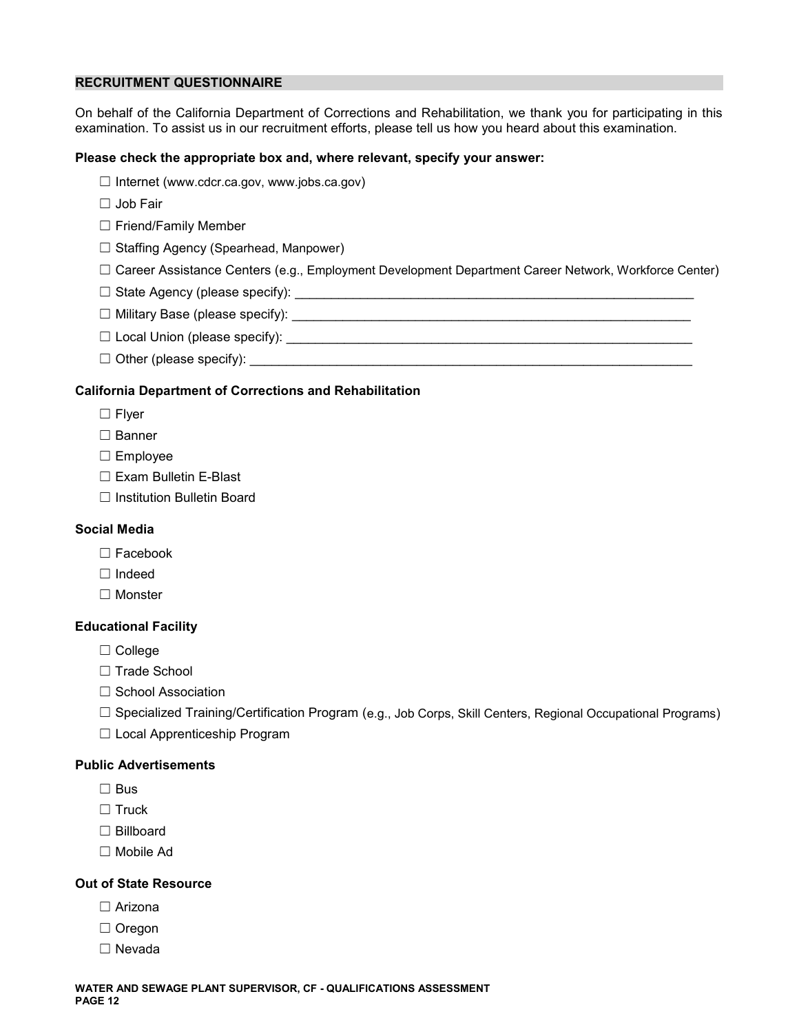## RECRUITMENT QUESTIONNAIRE

On behalf of the California Department of Corrections and Rehabilitation, we thank you for participating in this examination. To assist us in our recruitment efforts, please tell us how you heard about this examination.

**Please check the appropriate box and, where relevant, specify your answer:**

- ☐ Internet (www.cdcr.ca.gov, www.jobs.ca.gov)
- ☐ Job Fair
- ☐ Friend/Family Member
- ☐ Staffing Agency (Spearhead, Manpower)
- ☐ Career Assistance Centers (e.g., Employment Development Department Career Network, Workforce Center)
- ☐ State Agency (please specify): ____________________________________________________________
- ☐ Military Base (please specify): ____________________________________________________________
- ☐ Local Union (please specify): ____________________________________________________________
- ☐ Other (please specify): ____________________________________________________________

**California Department of Corrections and Rehabilitation**

- ☐ Flyer
- ☐ Banner
- ☐ Employee
- ☐ Exam Bulletin E-Blast
- ☐ Institution Bulletin Board

**Social Media**

- ☐ Facebook
- ☐ Indeed
- ☐ Monster

**Educational Facility**

- ☐ College
- ☐ Trade School
- ☐ School Association
- ☐ Specialized Training/Certification Program (e.g., Job Corps, Skill Centers, Regional Occupational Programs)
- ☐ Local Apprenticeship Program

**Public Advertisements**

- ☐ Bus
- ☐ Truck
- ☐ Billboard
- ☐ Mobile Ad

**Out of State Resource**

- ☐ Arizona
- ☐ Oregon
- ☐ Nevada